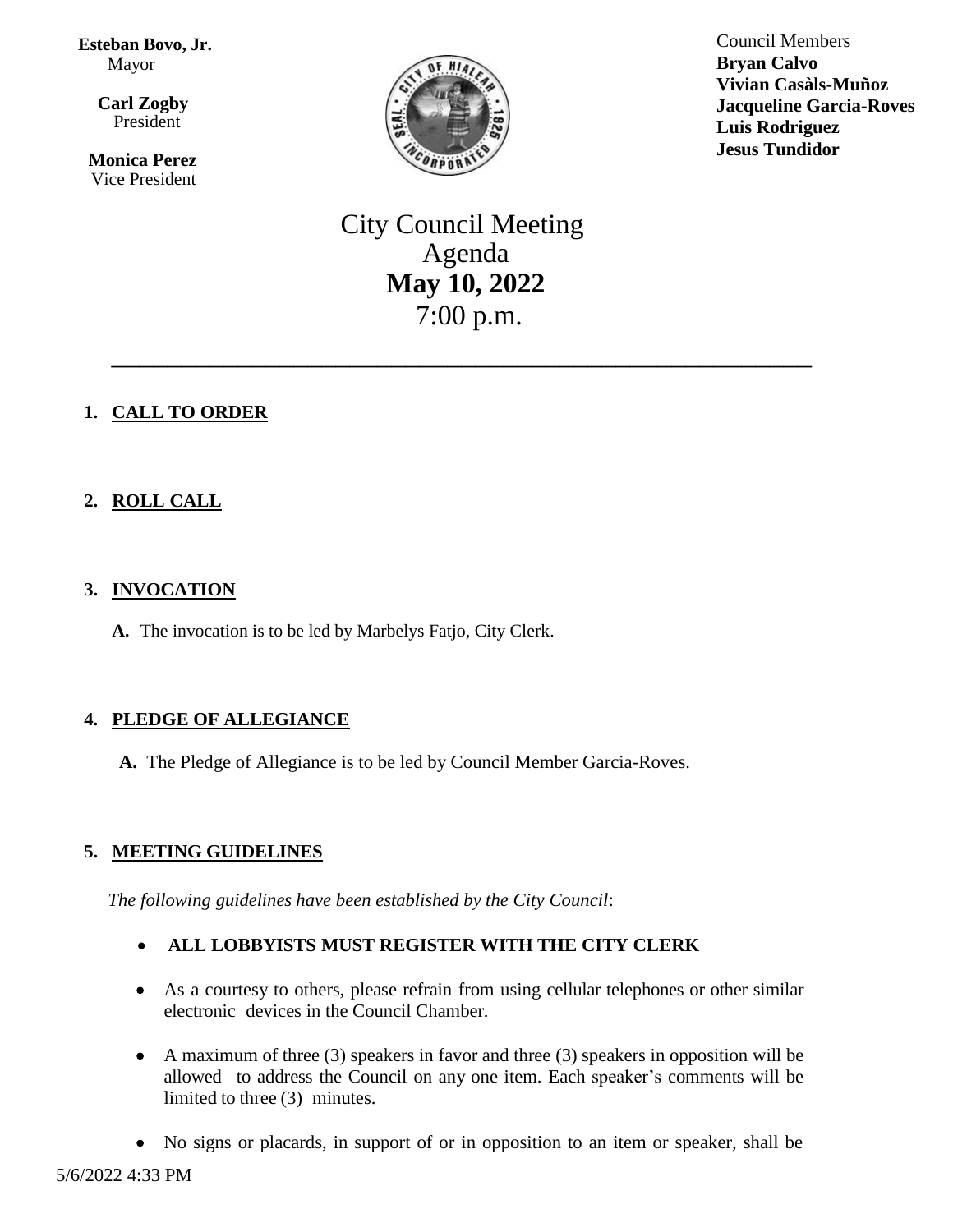**Esteban Bovo, Jr.**
Mayor

**Carl Zogby**
President

**Monica Perez**
Vice President

Council Members
**Bryan Calvo**
**Vivian Casàls-Muñoz**
**Jacqueline Garcia-Roves**
**Luis Rodriguez**
**Jesus Tundidor**

# City Council Meeting Agenda
## May 10, 2022
7:00 p.m.

---

1. **CALL TO ORDER**

2. **ROLL CALL**

3. **INVOCATION**

   **A.** The invocation is to be led by Marbelys Fatjo, City Clerk.

4. **PLEDGE OF ALLEGIANCE**

   **A.** The Pledge of Allegiance is to be led by Council Member Garcia-Roves.

5. **MEETING GUIDELINES**

   *The following guidelines have been established by the City Council*:

   - **ALL LOBBYISTS MUST REGISTER WITH THE CITY CLERK**
   - As a courtesy to others, please refrain from using cellular telephones or other similar electronic devices in the Council Chamber.
   - A maximum of three (3) speakers in favor and three (3) speakers in opposition will be allowed to address the Council on any one item. Each speaker's comments will be limited to three (3) minutes.
   - No signs or placards, in support of or in opposition to an item or speaker, shall be

5/6/2022 4:33 PM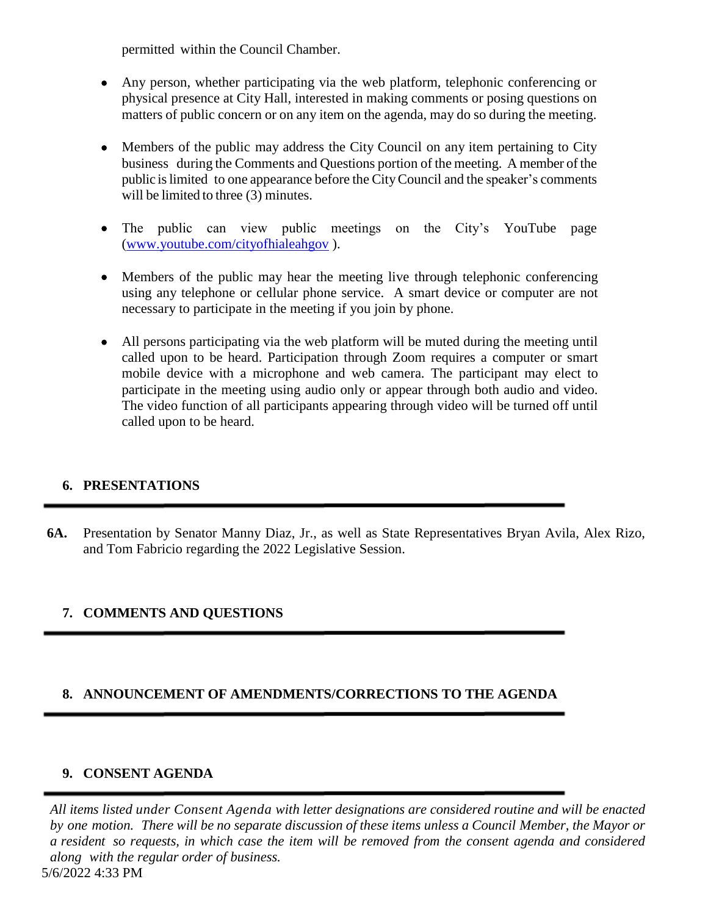permitted within the Council Chamber.

- Any person, whether participating via the web platform, telephonic conferencing or physical presence at City Hall, interested in making comments or posing questions on matters of public concern or on any item on the agenda, may do so during the meeting.

- Members of the public may address the City Council on any item pertaining to City business during the Comments and Questions portion of the meeting. A member of the public is limited to one appearance before the City Council and the speaker's comments will be limited to three (3) minutes.

- The public can view public meetings on the City's YouTube page (www.youtube.com/cityofhialeahgov ).

- Members of the public may hear the meeting live through telephonic conferencing using any telephone or cellular phone service. A smart device or computer are not necessary to participate in the meeting if you join by phone.

- All persons participating via the web platform will be muted during the meeting until called upon to be heard. Participation through Zoom requires a computer or smart mobile device with a microphone and web camera. The participant may elect to participate in the meeting using audio only or appear through both audio and video. The video function of all participants appearing through video will be turned off until called upon to be heard.

## 6. PRESENTATIONS

**6A.** Presentation by Senator Manny Diaz, Jr., as well as State Representatives Bryan Avila, Alex Rizo, and Tom Fabricio regarding the 2022 Legislative Session.

## 7. COMMENTS AND QUESTIONS

## 8. ANNOUNCEMENT OF AMENDMENTS/CORRECTIONS TO THE AGENDA

## 9. CONSENT AGENDA

*All items listed under Consent Agenda with letter designations are considered routine and will be enacted by one motion. There will be no separate discussion of these items unless a Council Member, the Mayor or a resident so requests, in which case the item will be removed from the consent agenda and considered along with the regular order of business.*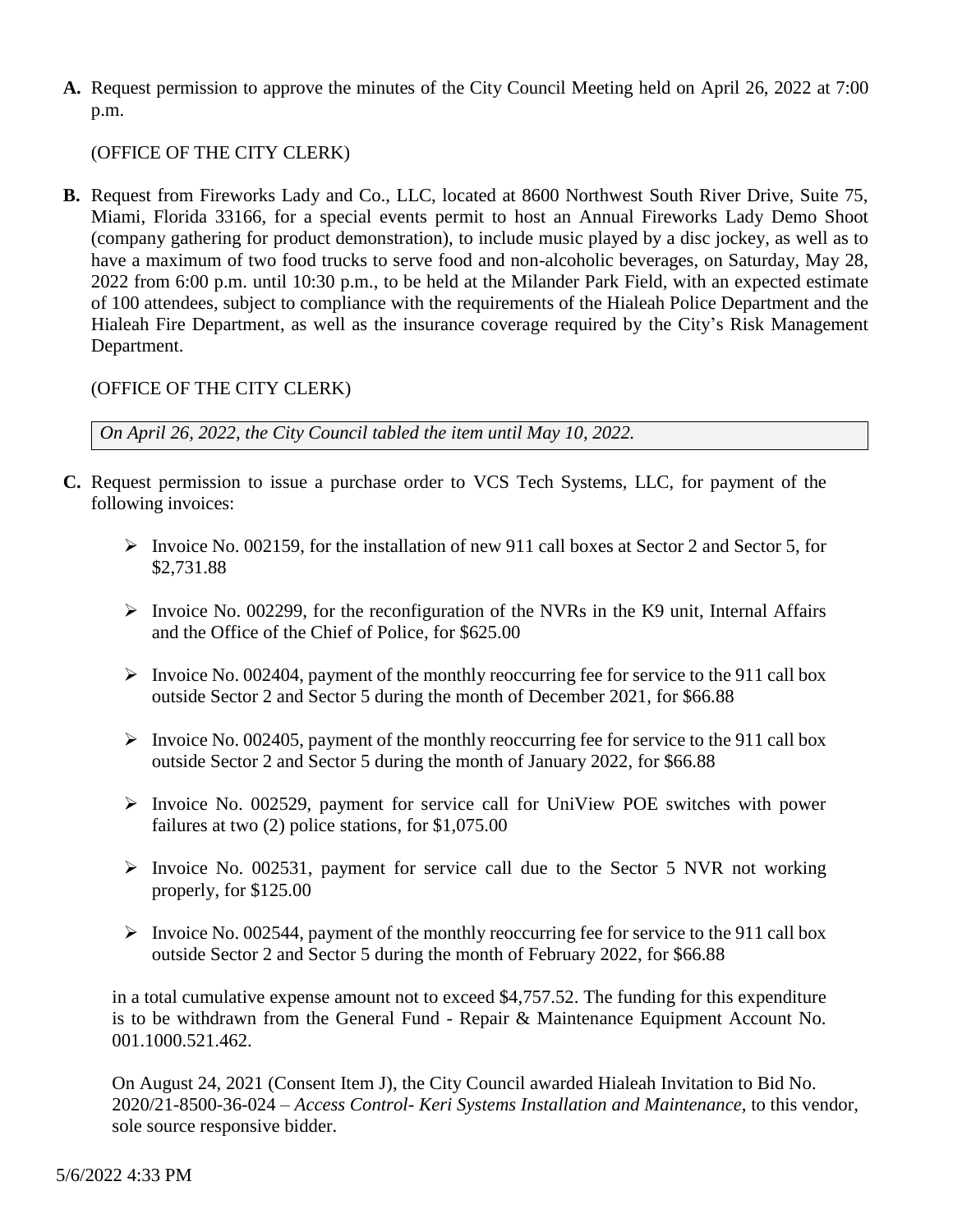**A.** Request permission to approve the minutes of the City Council Meeting held on April 26, 2022 at 7:00 p.m.

(OFFICE OF THE CITY CLERK)

**B.** Request from Fireworks Lady and Co., LLC, located at 8600 Northwest South River Drive, Suite 75, Miami, Florida 33166, for a special events permit to host an Annual Fireworks Lady Demo Shoot (company gathering for product demonstration), to include music played by a disc jockey, as well as to have a maximum of two food trucks to serve food and non-alcoholic beverages, on Saturday, May 28, 2022 from 6:00 p.m. until 10:30 p.m., to be held at the Milander Park Field, with an expected estimate of 100 attendees, subject to compliance with the requirements of the Hialeah Police Department and the Hialeah Fire Department, as well as the insurance coverage required by the City's Risk Management Department.

(OFFICE OF THE CITY CLERK)

*On April 26, 2022, the City Council tabled the item until May 10, 2022.*

**C.** Request permission to issue a purchase order to VCS Tech Systems, LLC, for payment of the following invoices:

- Invoice No. 002159, for the installation of new 911 call boxes at Sector 2 and Sector 5, for $2,731.88
- Invoice No. 002299, for the reconfiguration of the NVRs in the K9 unit, Internal Affairs and the Office of the Chief of Police, for $625.00
- Invoice No. 002404, payment of the monthly reoccurring fee for service to the 911 call box outside Sector 2 and Sector 5 during the month of December 2021, for $66.88
- Invoice No. 002405, payment of the monthly reoccurring fee for service to the 911 call box outside Sector 2 and Sector 5 during the month of January 2022, for $66.88
- Invoice No. 002529, payment for service call for UniView POE switches with power failures at two (2) police stations, for $1,075.00
- Invoice No. 002531, payment for service call due to the Sector 5 NVR not working properly, for $125.00
- Invoice No. 002544, payment of the monthly reoccurring fee for service to the 911 call box outside Sector 2 and Sector 5 during the month of February 2022, for $66.88

in a total cumulative expense amount not to exceed $4,757.52. The funding for this expenditure is to be withdrawn from the General Fund - Repair & Maintenance Equipment Account No. 001.1000.521.462.

On August 24, 2021 (Consent Item J), the City Council awarded Hialeah Invitation to Bid No. 2020/21-8500-36-024 – *Access Control- Keri Systems Installation and Maintenance*, to this vendor, sole source responsive bidder.

5/6/2022 4:33 PM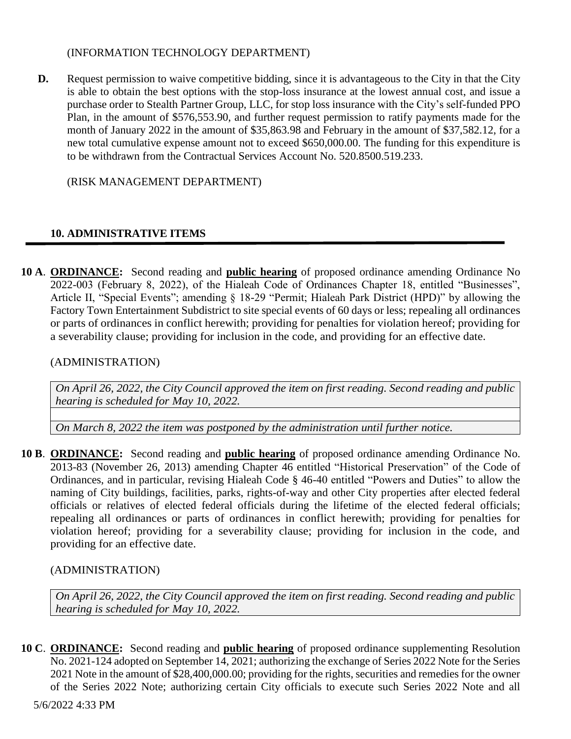(INFORMATION TECHNOLOGY DEPARTMENT)

**D.** Request permission to waive competitive bidding, since it is advantageous to the City in that the City is able to obtain the best options with the stop-loss insurance at the lowest annual cost, and issue a purchase order to Stealth Partner Group, LLC, for stop loss insurance with the City's self-funded PPO Plan, in the amount of $576,553.90, and further request permission to ratify payments made for the month of January 2022 in the amount of $35,863.98 and February in the amount of $37,582.12, for a new total cumulative expense amount not to exceed $650,000.00. The funding for this expenditure is to be withdrawn from the Contractual Services Account No. 520.8500.519.233.

(RISK MANAGEMENT DEPARTMENT)

## 10. ADMINISTRATIVE ITEMS

**10 A**. **ORDINANCE:** Second reading and **public hearing** of proposed ordinance amending Ordinance No 2022-003 (February 8, 2022), of the Hialeah Code of Ordinances Chapter 18, entitled "Businesses", Article II, "Special Events"; amending § 18-29 "Permit; Hialeah Park District (HPD)" by allowing the Factory Town Entertainment Subdistrict to site special events of 60 days or less; repealing all ordinances or parts of ordinances in conflict herewith; providing for penalties for violation hereof; providing for a severability clause; providing for inclusion in the code, and providing for an effective date.

(ADMINISTRATION)

*On April 26, 2022, the City Council approved the item on first reading. Second reading and public hearing is scheduled for May 10, 2022.*

*On March 8, 2022 the item was postponed by the administration until further notice.*

**10 B**. **ORDINANCE:** Second reading and **public hearing** of proposed ordinance amending Ordinance No. 2013-83 (November 26, 2013) amending Chapter 46 entitled "Historical Preservation" of the Code of Ordinances, and in particular, revising Hialeah Code § 46-40 entitled "Powers and Duties" to allow the naming of City buildings, facilities, parks, rights-of-way and other City properties after elected federal officials or relatives of elected federal officials during the lifetime of the elected federal officials; repealing all ordinances or parts of ordinances in conflict herewith; providing for penalties for violation hereof; providing for a severability clause; providing for inclusion in the code, and providing for an effective date.

(ADMINISTRATION)

*On April 26, 2022, the City Council approved the item on first reading. Second reading and public hearing is scheduled for May 10, 2022.*

**10 C**. **ORDINANCE:** Second reading and **public hearing** of proposed ordinance supplementing Resolution No. 2021-124 adopted on September 14, 2021; authorizing the exchange of Series 2022 Note for the Series 2021 Note in the amount of $28,400,000.00; providing for the rights, securities and remedies for the owner of the Series 2022 Note; authorizing certain City officials to execute such Series 2022 Note and all

5/6/2022 4:33 PM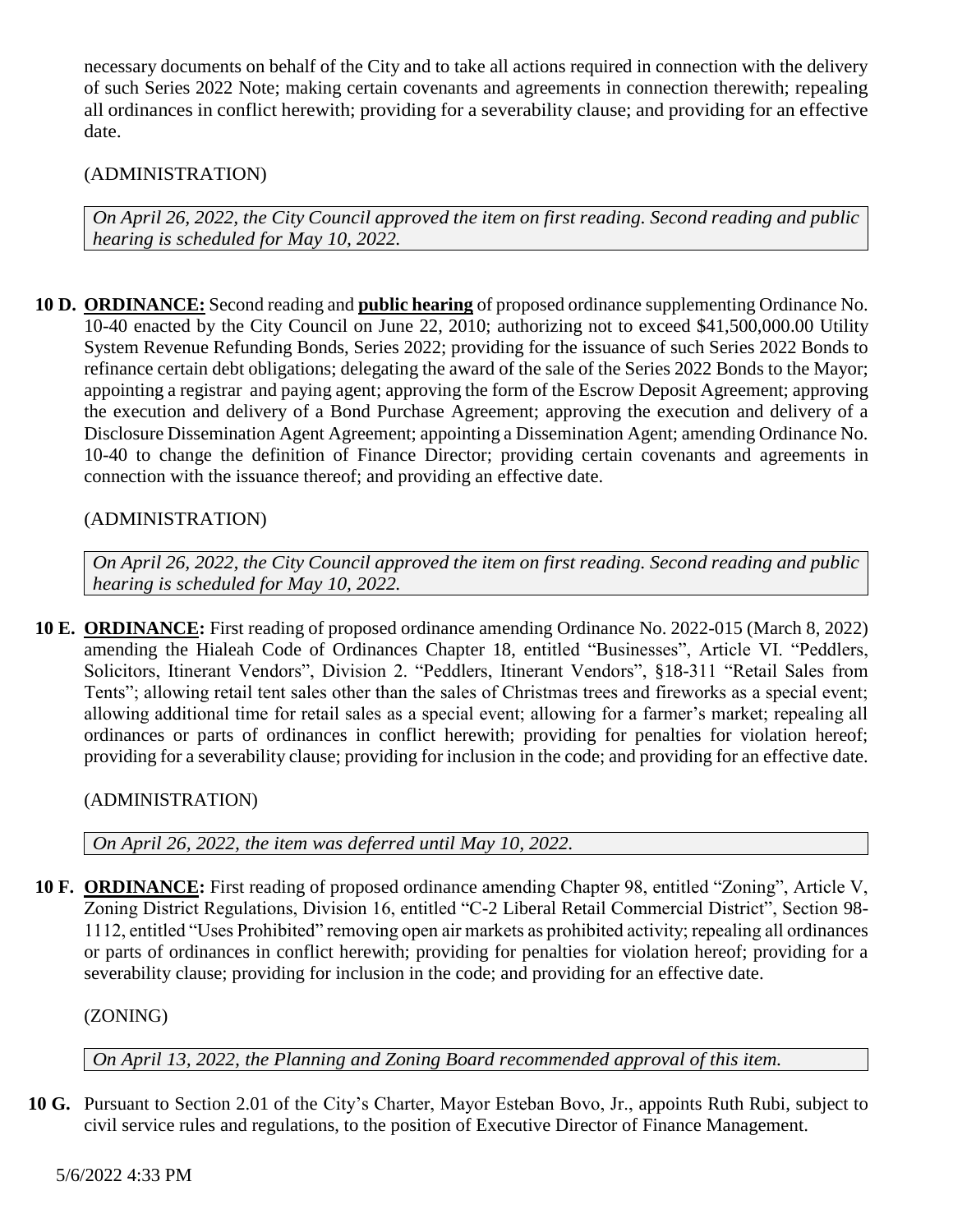necessary documents on behalf of the City and to take all actions required in connection with the delivery of such Series 2022 Note; making certain covenants and agreements in connection therewith; repealing all ordinances in conflict herewith; providing for a severability clause; and providing for an effective date.

(ADMINISTRATION)

*On April 26, 2022, the City Council approved the item on first reading. Second reading and public hearing is scheduled for May 10, 2022.*

**10 D.** **ORDINANCE:** Second reading and **public hearing** of proposed ordinance supplementing Ordinance No. 10-40 enacted by the City Council on June 22, 2010; authorizing not to exceed $41,500,000.00 Utility System Revenue Refunding Bonds, Series 2022; providing for the issuance of such Series 2022 Bonds to refinance certain debt obligations; delegating the award of the sale of the Series 2022 Bonds to the Mayor; appointing a registrar and paying agent; approving the form of the Escrow Deposit Agreement; approving the execution and delivery of a Bond Purchase Agreement; approving the execution and delivery of a Disclosure Dissemination Agent Agreement; appointing a Dissemination Agent; amending Ordinance No. 10-40 to change the definition of Finance Director; providing certain covenants and agreements in connection with the issuance thereof; and providing an effective date.

(ADMINISTRATION)

*On April 26, 2022, the City Council approved the item on first reading. Second reading and public hearing is scheduled for May 10, 2022.*

**10 E.** **ORDINANCE:** First reading of proposed ordinance amending Ordinance No. 2022-015 (March 8, 2022) amending the Hialeah Code of Ordinances Chapter 18, entitled "Businesses", Article VI. "Peddlers, Solicitors, Itinerant Vendors", Division 2. "Peddlers, Itinerant Vendors", §18-311 "Retail Sales from Tents"; allowing retail tent sales other than the sales of Christmas trees and fireworks as a special event; allowing additional time for retail sales as a special event; allowing for a farmer's market; repealing all ordinances or parts of ordinances in conflict herewith; providing for penalties for violation hereof; providing for a severability clause; providing for inclusion in the code; and providing for an effective date.

(ADMINISTRATION)

*On April 26, 2022, the item was deferred until May 10, 2022.*

**10 F.** **ORDINANCE:** First reading of proposed ordinance amending Chapter 98, entitled "Zoning", Article V, Zoning District Regulations, Division 16, entitled "C-2 Liberal Retail Commercial District", Section 98-1112, entitled "Uses Prohibited" removing open air markets as prohibited activity; repealing all ordinances or parts of ordinances in conflict herewith; providing for penalties for violation hereof; providing for a severability clause; providing for inclusion in the code; and providing for an effective date.

(ZONING)

*On April 13, 2022, the Planning and Zoning Board recommended approval of this item.*

**10 G.** Pursuant to Section 2.01 of the City's Charter, Mayor Esteban Bovo, Jr., appoints Ruth Rubi, subject to civil service rules and regulations, to the position of Executive Director of Finance Management.

5/6/2022 4:33 PM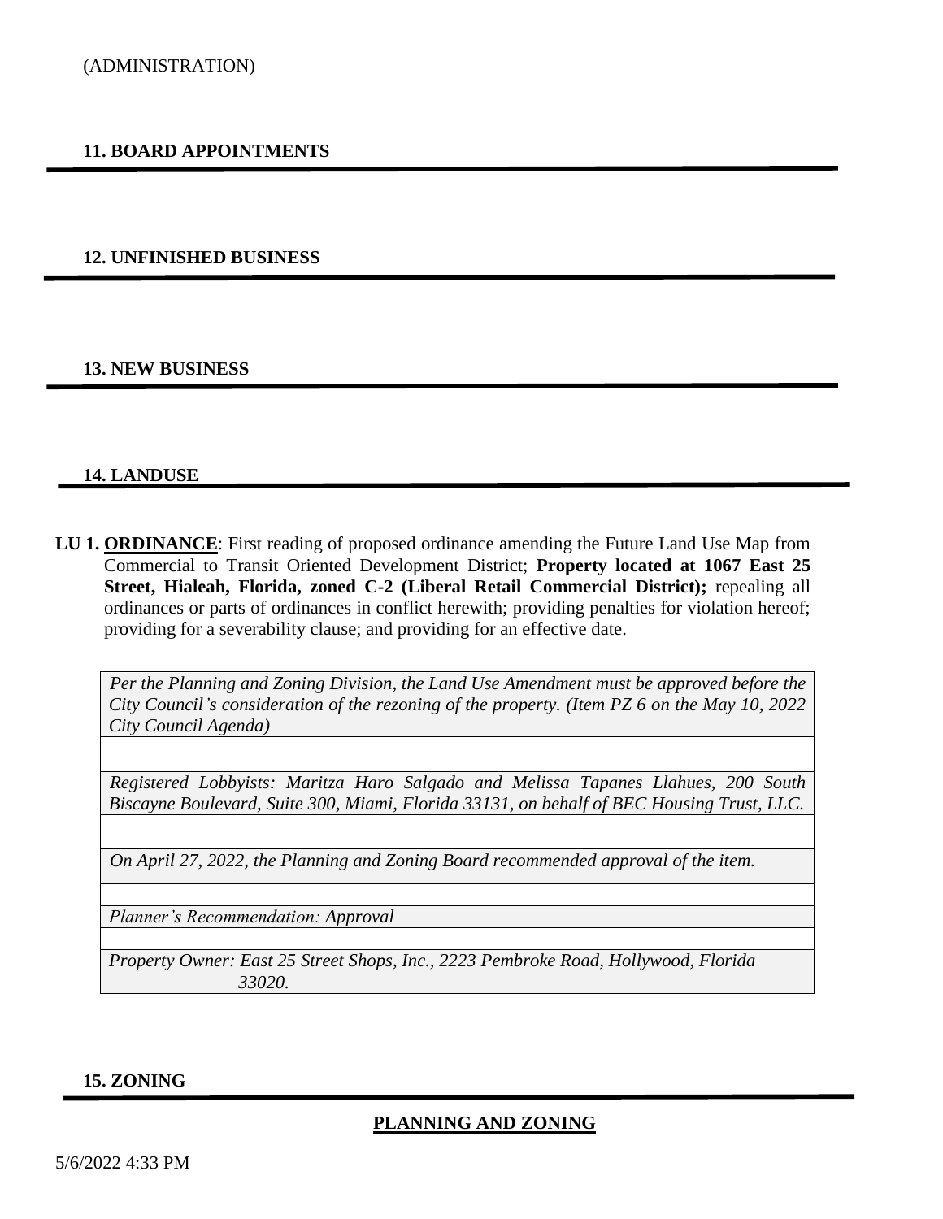(ADMINISTRATION)

**11. BOARD APPOINTMENTS**

**12. UNFINISHED BUSINESS**

**13. NEW BUSINESS**

**14. LANDUSE**

**LU 1. ORDINANCE**: First reading of proposed ordinance amending the Future Land Use Map from Commercial to Transit Oriented Development District; **Property located at 1067 East 25 Street, Hialeah, Florida, zoned C-2 (Liberal Retail Commercial District);** repealing all ordinances or parts of ordinances in conflict herewith; providing penalties for violation hereof; providing for a severability clause; and providing for an effective date.

*Per the Planning and Zoning Division, the Land Use Amendment must be approved before the City Council's consideration of the rezoning of the property. (Item PZ 6 on the May 10, 2022 City Council Agenda)*

*Registered Lobbyists: Maritza Haro Salgado and Melissa Tapanes Llahues, 200 South Biscayne Boulevard, Suite 300, Miami, Florida 33131, on behalf of BEC Housing Trust, LLC.*

*On April 27, 2022, the Planning and Zoning Board recommended approval of the item.*

*Planner's Recommendation: Approval*

*Property Owner: East 25 Street Shops, Inc., 2223 Pembroke Road, Hollywood, Florida 33020.*

**15. ZONING**

**PLANNING AND ZONING**

5/6/2022 4:33 PM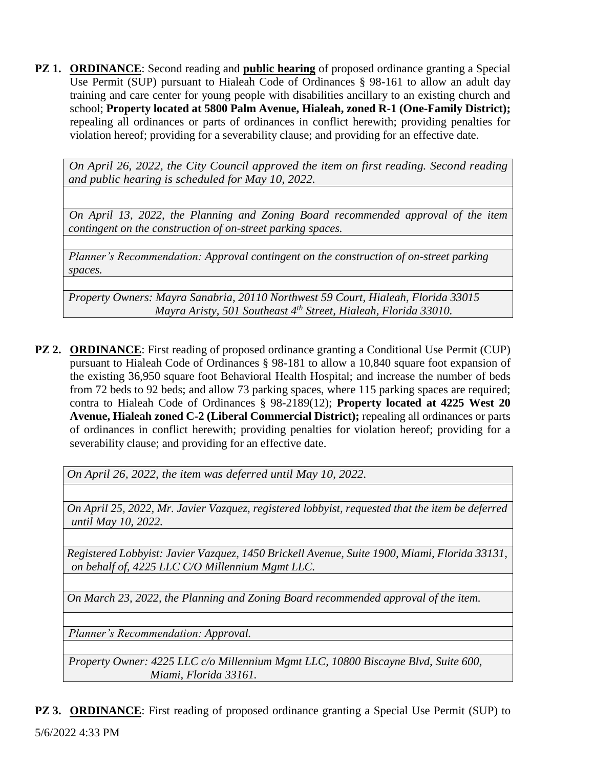**PZ 1. <u>ORDINANCE</u>**: Second reading and **<u>public hearing</u>** of proposed ordinance granting a Special Use Permit (SUP) pursuant to Hialeah Code of Ordinances § 98-161 to allow an adult day training and care center for young people with disabilities ancillary to an existing church and school; **Property located at 5800 Palm Avenue, Hialeah, zoned R-1 (One-Family District);** repealing all ordinances or parts of ordinances in conflict herewith; providing penalties for violation hereof; providing for a severability clause; and providing for an effective date.

| *On April 26, 2022, the City Council approved the item on first reading. Second reading and public hearing is scheduled for May 10, 2022.* |
|---|
| |
| *On April 13, 2022, the Planning and Zoning Board recommended approval of the item contingent on the construction of on-street parking spaces.* |
| |
| *Planner's Recommendation: Approval contingent on the construction of on-street parking spaces.* |
| |
| *Property Owners: Mayra Sanabria, 20110 Northwest 59 Court, Hialeah, Florida 33015 Mayra Aristy, 501 Southeast 4th Street, Hialeah, Florida 33010.* |

**PZ 2. <u>ORDINANCE</u>**: First reading of proposed ordinance granting a Conditional Use Permit (CUP) pursuant to Hialeah Code of Ordinances § 98-181 to allow a 10,840 square foot expansion of the existing 36,950 square foot Behavioral Health Hospital; and increase the number of beds from 72 beds to 92 beds; and allow 73 parking spaces, where 115 parking spaces are required; contra to Hialeah Code of Ordinances § 98-2189(12); **Property located at 4225 West 20 Avenue, Hialeah zoned C-2 (Liberal Commercial District);** repealing all ordinances or parts of ordinances in conflict herewith; providing penalties for violation hereof; providing for a severability clause; and providing for an effective date.

| *On April 26, 2022, the item was deferred until May 10, 2022.* |
|---|
| |
| *On April 25, 2022, Mr. Javier Vazquez, registered lobbyist, requested that the item be deferred until May 10, 2022.* |
| |
| *Registered Lobbyist: Javier Vazquez, 1450 Brickell Avenue, Suite 1900, Miami, Florida 33131, on behalf of, 4225 LLC C/O Millennium Mgmt LLC.* |
| |
| *On March 23, 2022, the Planning and Zoning Board recommended approval of the item.* |
| |
| *Planner's Recommendation: Approval.* |
| |
| *Property Owner: 4225 LLC c/o Millennium Mgmt LLC, 10800 Biscayne Blvd, Suite 600, Miami, Florida 33161.* |

**PZ 3. <u>ORDINANCE</u>**: First reading of proposed ordinance granting a Special Use Permit (SUP) to

5/6/2022 4:33 PM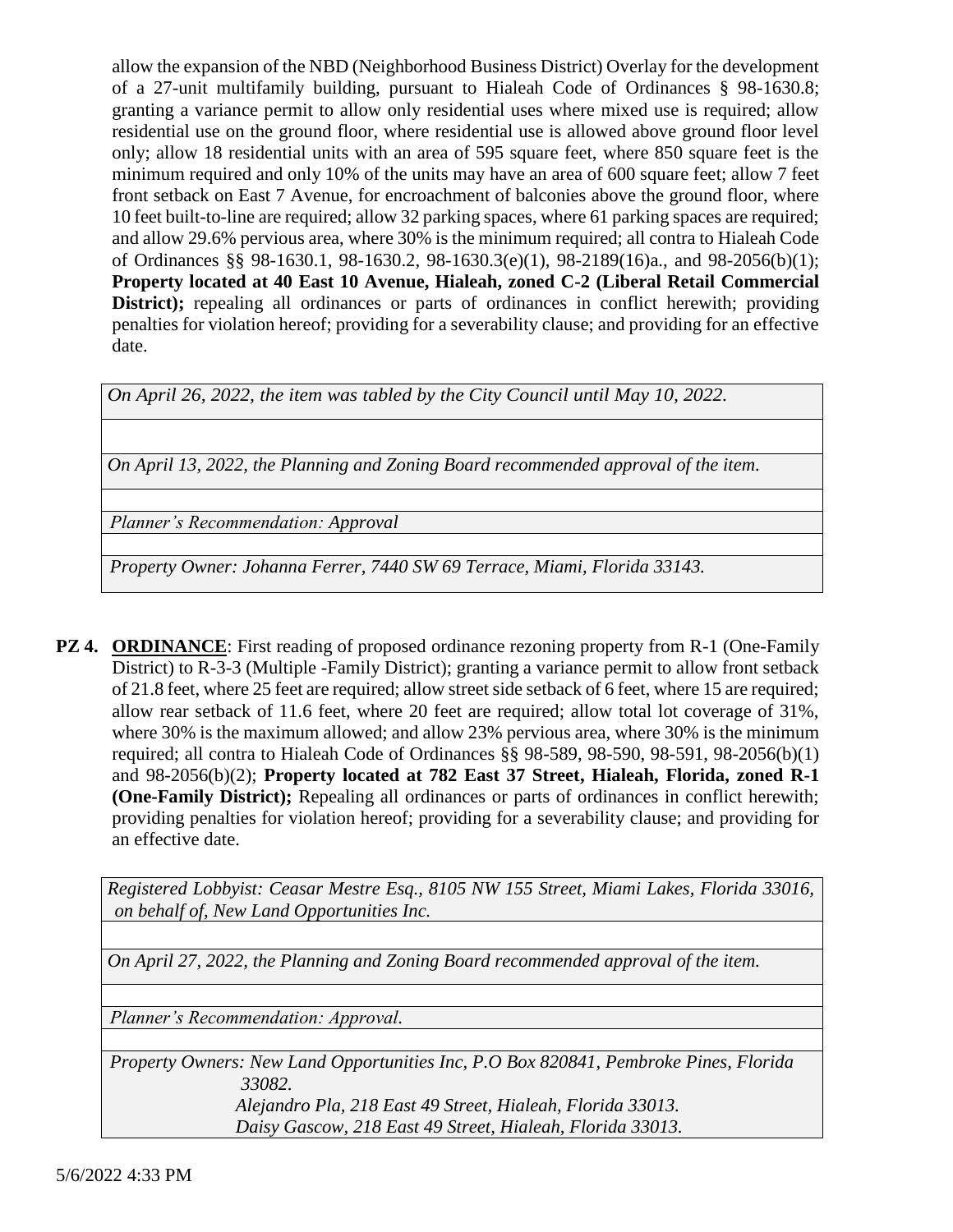allow the expansion of the NBD (Neighborhood Business District) Overlay for the development of a 27-unit multifamily building, pursuant to Hialeah Code of Ordinances § 98-1630.8; granting a variance permit to allow only residential uses where mixed use is required; allow residential use on the ground floor, where residential use is allowed above ground floor level only; allow 18 residential units with an area of 595 square feet, where 850 square feet is the minimum required and only 10% of the units may have an area of 600 square feet; allow 7 feet front setback on East 7 Avenue, for encroachment of balconies above the ground floor, where 10 feet built-to-line are required; allow 32 parking spaces, where 61 parking spaces are required; and allow 29.6% pervious area, where 30% is the minimum required; all contra to Hialeah Code of Ordinances §§ 98-1630.1, 98-1630.2, 98-1630.3(e)(1), 98-2189(16)a., and 98-2056(b)(1); **Property located at 40 East 10 Avenue, Hialeah, zoned C-2 (Liberal Retail Commercial District);** repealing all ordinances or parts of ordinances in conflict herewith; providing penalties for violation hereof; providing for a severability clause; and providing for an effective date.

*On April 26, 2022, the item was tabled by the City Council until May 10, 2022.*

*On April 13, 2022, the Planning and Zoning Board recommended approval of the item.*

*Planner's Recommendation: Approval*

*Property Owner: Johanna Ferrer, 7440 SW 69 Terrace, Miami, Florida 33143.*

**PZ 4. ORDINANCE**: First reading of proposed ordinance rezoning property from R-1 (One-Family District) to R-3-3 (Multiple -Family District); granting a variance permit to allow front setback of 21.8 feet, where 25 feet are required; allow street side setback of 6 feet, where 15 are required; allow rear setback of 11.6 feet, where 20 feet are required; allow total lot coverage of 31%, where 30% is the maximum allowed; and allow 23% pervious area, where 30% is the minimum required; all contra to Hialeah Code of Ordinances §§ 98-589, 98-590, 98-591, 98-2056(b)(1) and 98-2056(b)(2); **Property located at 782 East 37 Street, Hialeah, Florida, zoned R-1 (One-Family District);** Repealing all ordinances or parts of ordinances in conflict herewith; providing penalties for violation hereof; providing for a severability clause; and providing for an effective date.

*Registered Lobbyist: Ceasar Mestre Esq., 8105 NW 155 Street, Miami Lakes, Florida 33016, on behalf of, New Land Opportunities Inc.*

*On April 27, 2022, the Planning and Zoning Board recommended approval of the item.*

*Planner's Recommendation: Approval.*

*Property Owners: New Land Opportunities Inc, P.O Box 820841, Pembroke Pines, Florida 33082.*
*Alejandro Pla, 218 East 49 Street, Hialeah, Florida 33013.*
*Daisy Gascow, 218 East 49 Street, Hialeah, Florida 33013.*

5/6/2022 4:33 PM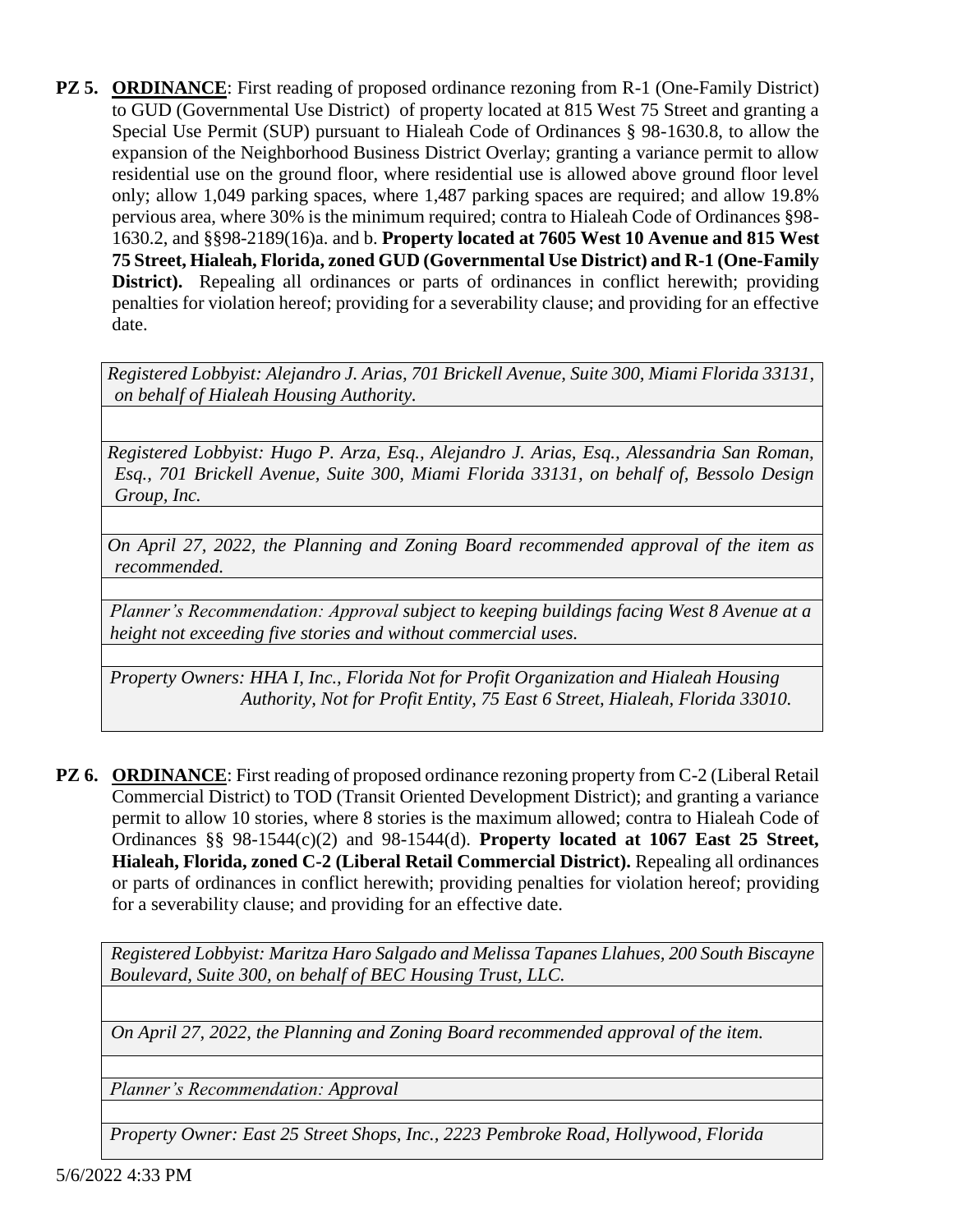**PZ 5. ORDINANCE**: First reading of proposed ordinance rezoning from R-1 (One-Family District) to GUD (Governmental Use District) of property located at 815 West 75 Street and granting a Special Use Permit (SUP) pursuant to Hialeah Code of Ordinances § 98-1630.8, to allow the expansion of the Neighborhood Business District Overlay; granting a variance permit to allow residential use on the ground floor, where residential use is allowed above ground floor level only; allow 1,049 parking spaces, where 1,487 parking spaces are required; and allow 19.8% pervious area, where 30% is the minimum required; contra to Hialeah Code of Ordinances §98-1630.2, and §§98-2189(16)a. and b. **Property located at 7605 West 10 Avenue and 815 West 75 Street, Hialeah, Florida, zoned GUD (Governmental Use District) and R-1 (One-Family District).** Repealing all ordinances or parts of ordinances in conflict herewith; providing penalties for violation hereof; providing for a severability clause; and providing for an effective date.

*Registered Lobbyist: Alejandro J. Arias, 701 Brickell Avenue, Suite 300, Miami Florida 33131, on behalf of Hialeah Housing Authority.*

*Registered Lobbyist: Hugo P. Arza, Esq., Alejandro J. Arias, Esq., Alessandria San Roman, Esq., 701 Brickell Avenue, Suite 300, Miami Florida 33131, on behalf of, Bessolo Design Group, Inc.*

*On April 27, 2022, the Planning and Zoning Board recommended approval of the item as recommended.*

*Planner's Recommendation: Approval subject to keeping buildings facing West 8 Avenue at a height not exceeding five stories and without commercial uses.*

*Property Owners: HHA I, Inc., Florida Not for Profit Organization and Hialeah Housing Authority, Not for Profit Entity, 75 East 6 Street, Hialeah, Florida 33010.*

**PZ 6. ORDINANCE**: First reading of proposed ordinance rezoning property from C-2 (Liberal Retail Commercial District) to TOD (Transit Oriented Development District); and granting a variance permit to allow 10 stories, where 8 stories is the maximum allowed; contra to Hialeah Code of Ordinances §§ 98-1544(c)(2) and 98-1544(d). **Property located at 1067 East 25 Street, Hialeah, Florida, zoned C-2 (Liberal Retail Commercial District).** Repealing all ordinances or parts of ordinances in conflict herewith; providing penalties for violation hereof; providing for a severability clause; and providing for an effective date.

*Registered Lobbyist: Maritza Haro Salgado and Melissa Tapanes Llahues, 200 South Biscayne Boulevard, Suite 300, on behalf of BEC Housing Trust, LLC.*

*On April 27, 2022, the Planning and Zoning Board recommended approval of the item.*

*Planner's Recommendation: Approval*

*Property Owner: East 25 Street Shops, Inc., 2223 Pembroke Road, Hollywood, Florida*

5/6/2022 4:33 PM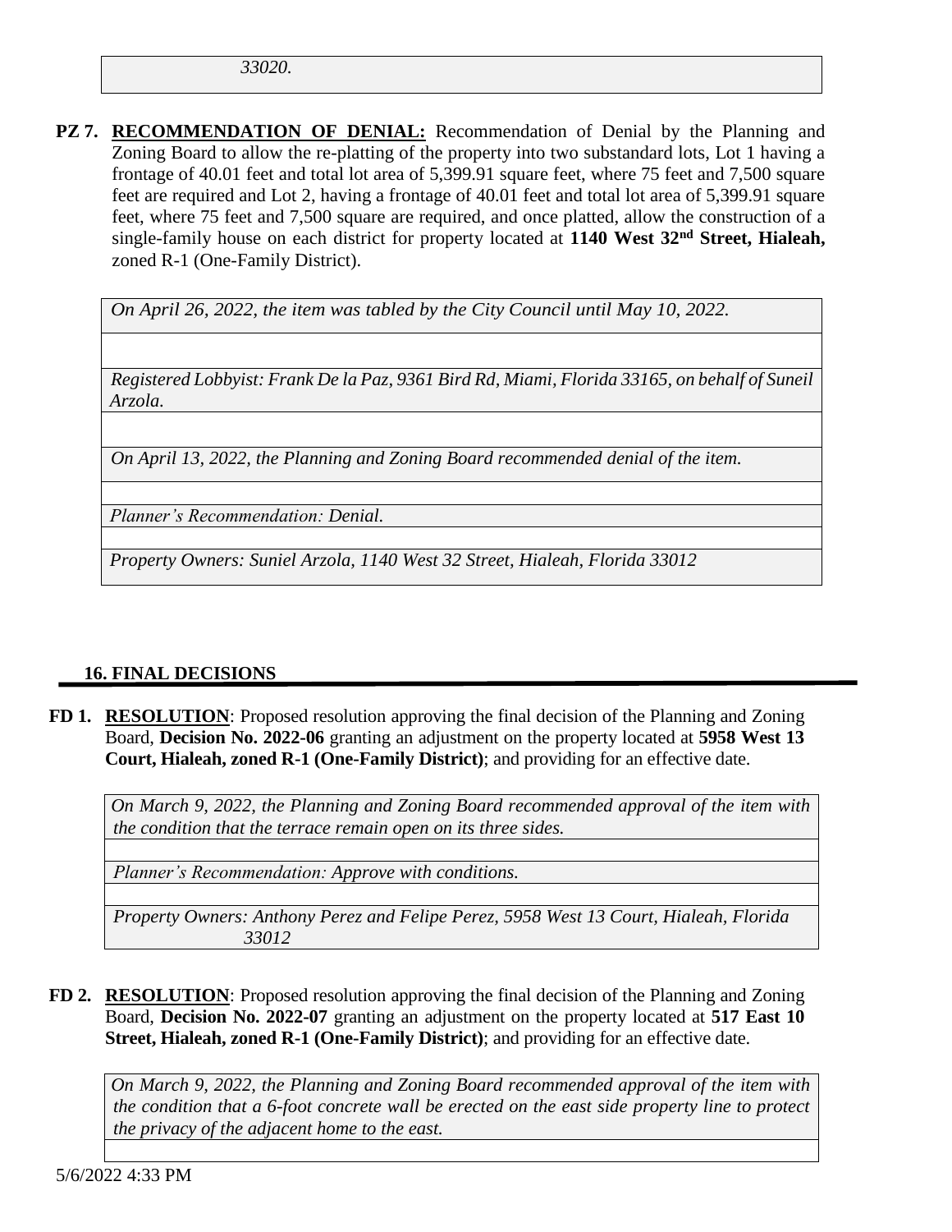*33020.*

**PZ 7.** **RECOMMENDATION OF DENIAL:** Recommendation of Denial by the Planning and Zoning Board to allow the re-platting of the property into two substandard lots, Lot 1 having a frontage of 40.01 feet and total lot area of 5,399.91 square feet, where 75 feet and 7,500 square feet are required and Lot 2, having a frontage of 40.01 feet and total lot area of 5,399.91 square feet, where 75 feet and 7,500 square are required, and once platted, allow the construction of a single-family house on each district for property located at **1140 West 32nd Street, Hialeah,** zoned R-1 (One-Family District).

*On April 26, 2022, the item was tabled by the City Council until May 10, 2022.*

*Registered Lobbyist: Frank De la Paz, 9361 Bird Rd, Miami, Florida 33165, on behalf of Suneil Arzola.*

*On April 13, 2022, the Planning and Zoning Board recommended denial of the item.*

*Planner's Recommendation: Denial.*

*Property Owners: Suniel Arzola, 1140 West 32 Street, Hialeah, Florida 33012*

## 16. FINAL DECISIONS

**FD 1.** **RESOLUTION**: Proposed resolution approving the final decision of the Planning and Zoning Board, **Decision No. 2022-06** granting an adjustment on the property located at **5958 West 13 Court, Hialeah, zoned R-1 (One-Family District)**; and providing for an effective date.

*On March 9, 2022, the Planning and Zoning Board recommended approval of the item with the condition that the terrace remain open on its three sides.*

*Planner's Recommendation: Approve with conditions.*

*Property Owners: Anthony Perez and Felipe Perez, 5958 West 13 Court, Hialeah, Florida 33012*

**FD 2.** **RESOLUTION**: Proposed resolution approving the final decision of the Planning and Zoning Board, **Decision No. 2022-07** granting an adjustment on the property located at **517 East 10 Street, Hialeah, zoned R-1 (One-Family District)**; and providing for an effective date.

*On March 9, 2022, the Planning and Zoning Board recommended approval of the item with the condition that a 6-foot concrete wall be erected on the east side property line to protect the privacy of the adjacent home to the east.*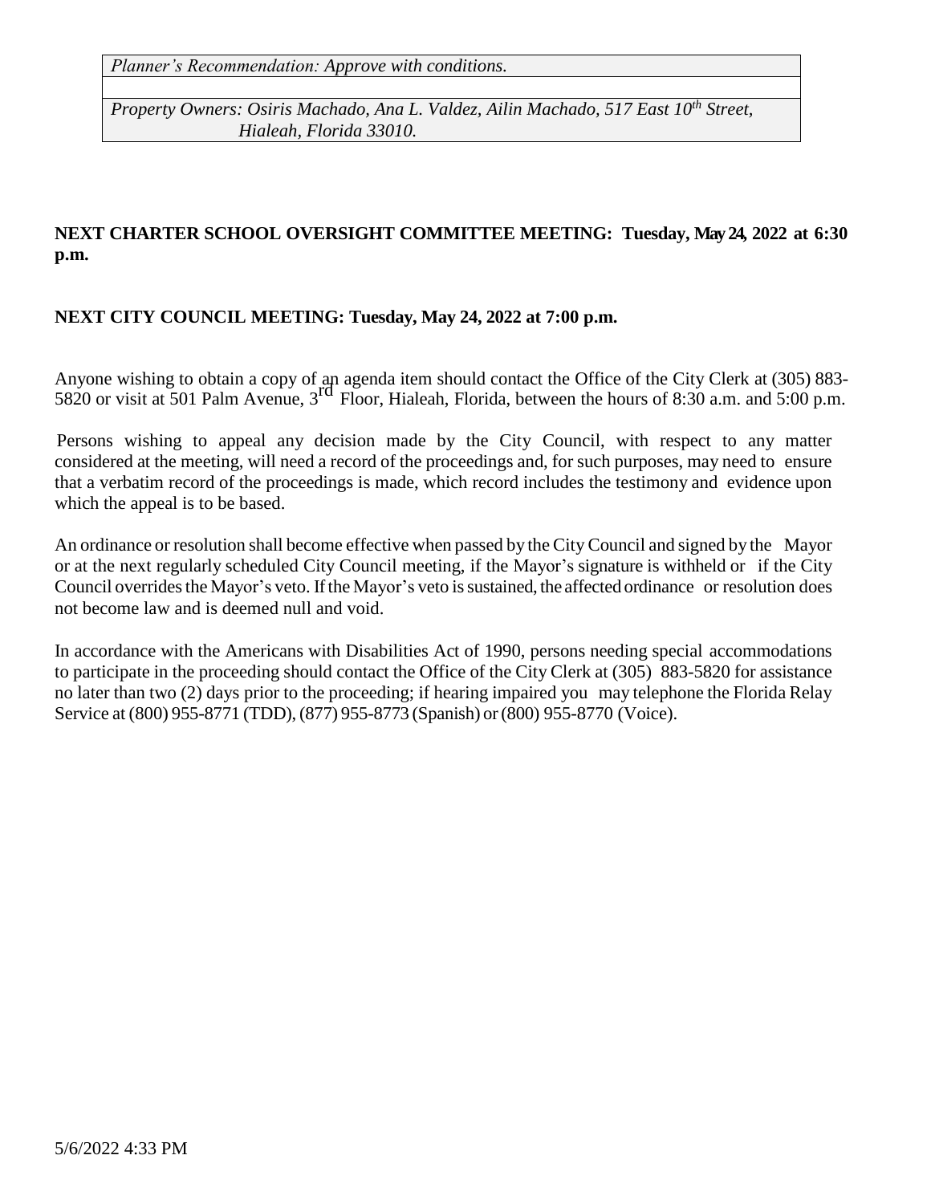| |
|---|
| *Planner's Recommendation: Approve with conditions.* |
| |
| *Property Owners: Osiris Machado, Ana L. Valdez, Ailin Machado, 517 East 10th Street, Hialeah, Florida 33010.* |

**NEXT CHARTER SCHOOL OVERSIGHT COMMITTEE MEETING: Tuesday, May 24, 2022 at 6:30 p.m.**

**NEXT CITY COUNCIL MEETING: Tuesday, May 24, 2022 at 7:00 p.m.**

Anyone wishing to obtain a copy of an agenda item should contact the Office of the City Clerk at (305) 883-5820 or visit at 501 Palm Avenue, 3rd Floor, Hialeah, Florida, between the hours of 8:30 a.m. and 5:00 p.m.

Persons wishing to appeal any decision made by the City Council, with respect to any matter considered at the meeting, will need a record of the proceedings and, for such purposes, may need to ensure that a verbatim record of the proceedings is made, which record includes the testimony and evidence upon which the appeal is to be based.

An ordinance or resolution shall become effective when passed by the City Council and signed by the Mayor or at the next regularly scheduled City Council meeting, if the Mayor's signature is withheld or if the City Council overrides the Mayor's veto. If the Mayor's veto is sustained, the affected ordinance or resolution does not become law and is deemed null and void.

In accordance with the Americans with Disabilities Act of 1990, persons needing special accommodations to participate in the proceeding should contact the Office of the City Clerk at (305) 883-5820 for assistance no later than two (2) days prior to the proceeding; if hearing impaired you may telephone the Florida Relay Service at (800) 955-8771 (TDD), (877) 955-8773 (Spanish) or (800) 955-8770 (Voice).

5/6/2022 4:33 PM